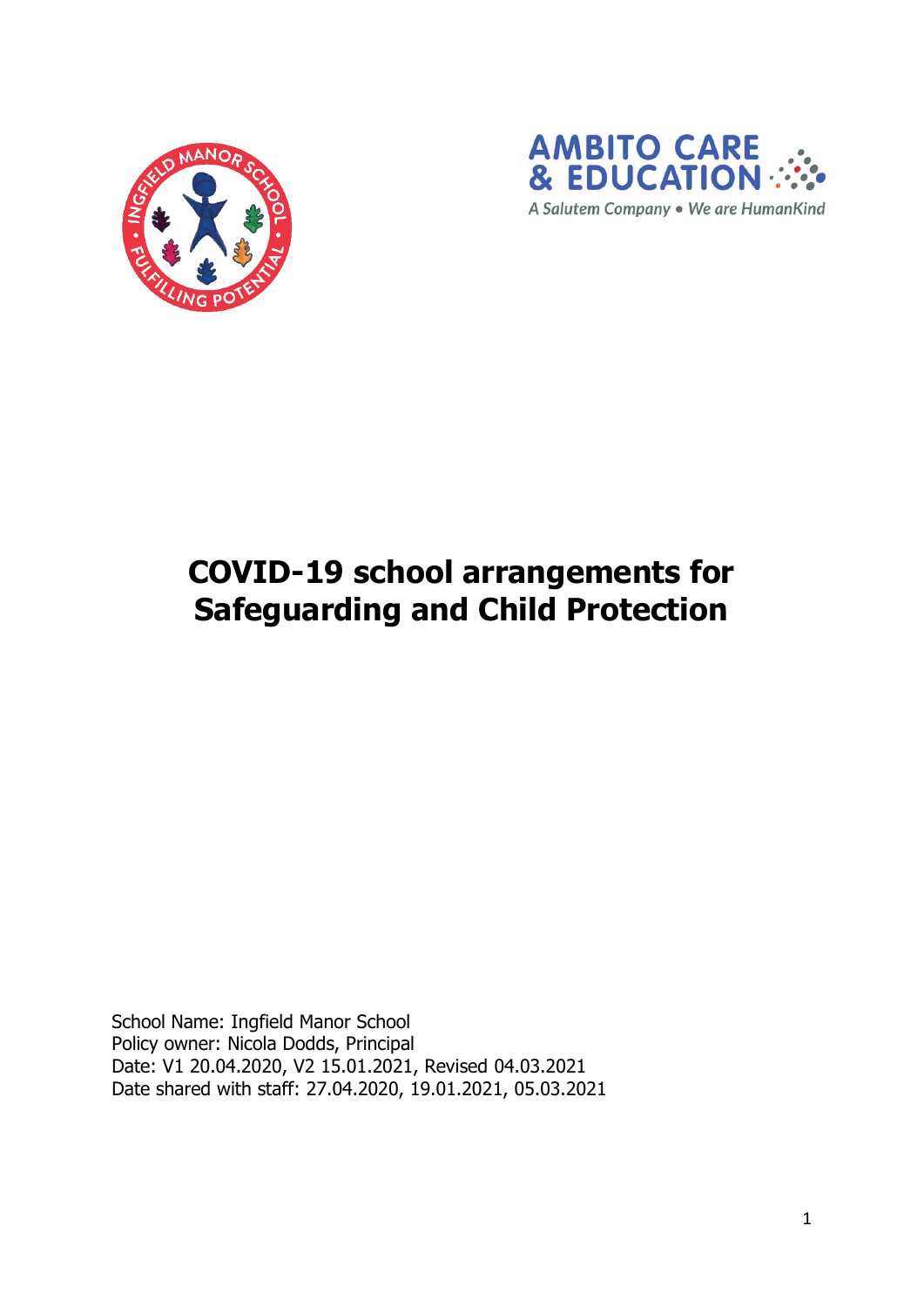# COVID-19 school arrangements for Safeguarding and Child Protection

School Name: Ingfield Manor School
Policy owner: Nicola Dodds, Principal
Date: V1 20.04.2020, V2 15.01.2021, Revised 04.03.2021
Date shared with staff: 27.04.2020, 19.01.2021, 05.03.2021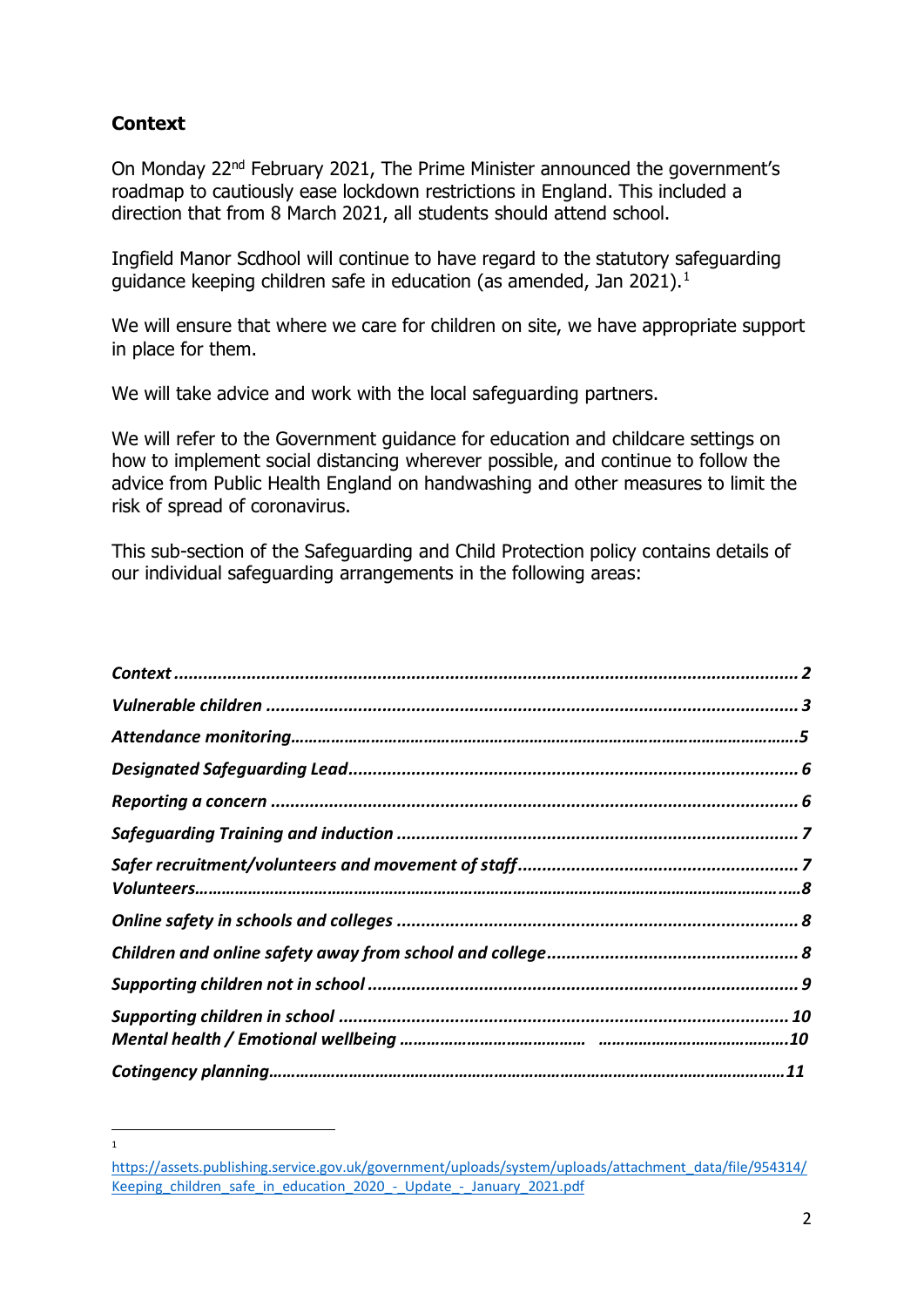## Context

On Monday 22nd February 2021, The Prime Minister announced the government's roadmap to cautiously ease lockdown restrictions in England. This included a direction that from 8 March 2021, all students should attend school.

Ingfield Manor Scdhool will continue to have regard to the statutory safeguarding guidance keeping children safe in education (as amended, Jan 2021).[1]

We will ensure that where we care for children on site, we have appropriate support in place for them.

We will take advice and work with the local safeguarding partners.

We will refer to the Government guidance for education and childcare settings on how to implement social distancing wherever possible, and continue to follow the advice from Public Health England on handwashing and other measures to limit the risk of spread of coronavirus.

This sub-section of the Safeguarding and Child Protection policy contains details of our individual safeguarding arrangements in the following areas:

*Context* ............................................................................................................. *2*
*Vulnerable children* ............................................................................................ *3*
*Attendance monitoring*......................................................................................... *5*
*Designated Safeguarding Lead*............................................................................... *6*
*Reporting a concern* ........................................................................................... *6*
*Safeguarding Training and induction* .................................................................... *7*
*Safer recruitment/volunteers and movement of staff*.............................................. *7*
*Volunteers*........................................................................................................ *8*
*Online safety in schools and colleges* ................................................................... *8*
*Children and online safety away from school and college*........................................ *8*
*Supporting children not in school* ........................................................................ *9*
*Supporting children in school* ............................................................................ *10*
*Mental health / Emotional wellbeing* ................................... ..................................*10*
*Cotingency planning*........................................................................................... *11*

---

[1] https://assets.publishing.service.gov.uk/government/uploads/system/uploads/attachment_data/file/954314/Keeping_children_safe_in_education_2020_-_Update_-_January_2021.pdf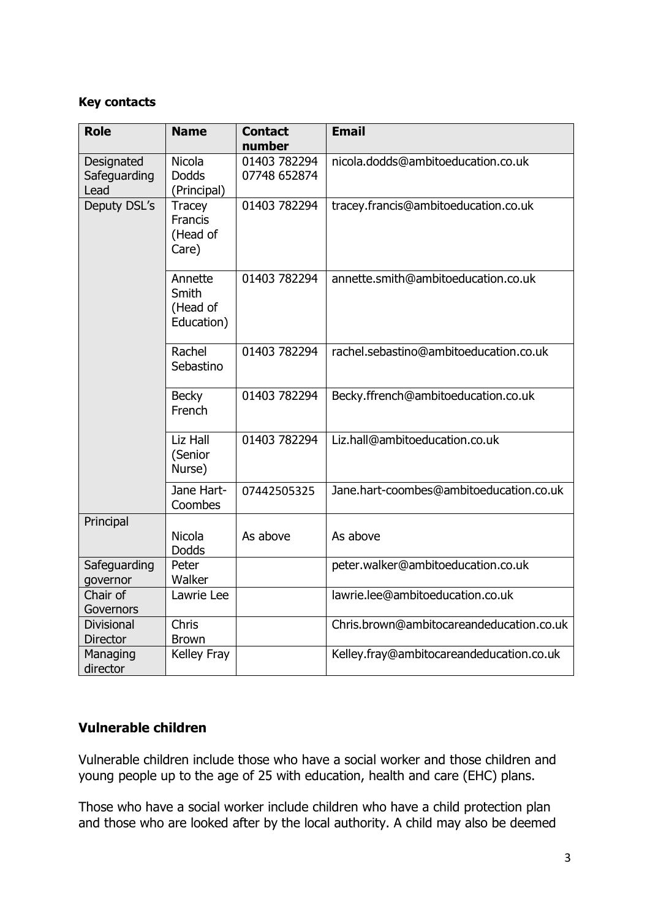**Key contacts**

| Role | Name | Contact number | Email |
|---|---|---|---|
| Designated Safeguarding Lead | Nicola Dodds (Principal) | 01403 782294 07748 652874 | nicola.dodds@ambitoeducation.co.uk |
| Deputy DSL's | Tracey Francis (Head of Care) | 01403 782294 | tracey.francis@ambitoeducation.co.uk |
| | Annette Smith (Head of Education) | 01403 782294 | annette.smith@ambitoeducation.co.uk |
| | Rachel Sebastino | 01403 782294 | rachel.sebastino@ambitoeducation.co.uk |
| | Becky French | 01403 782294 | Becky.ffrench@ambitoeducation.co.uk |
| | Liz Hall (Senior Nurse) | 01403 782294 | Liz.hall@ambitoeducation.co.uk |
| | Jane Hart-Coombes | 07442505325 | Jane.hart-coombes@ambitoeducation.co.uk |
| Principal | Nicola Dodds | As above | As above |
| Safeguarding governor | Peter Walker | | peter.walker@ambitoeducation.co.uk |
| Chair of Governors | Lawrie Lee | | lawrie.lee@ambitoeducation.co.uk |
| Divisional Director | Chris Brown | | Chris.brown@ambitocareandeducation.co.uk |
| Managing director | Kelley Fray | | Kelley.fray@ambitocareandeducation.co.uk |

## Vulnerable children

Vulnerable children include those who have a social worker and those children and young people up to the age of 25 with education, health and care (EHC) plans.

Those who have a social worker include children who have a child protection plan and those who are looked after by the local authority. A child may also be deemed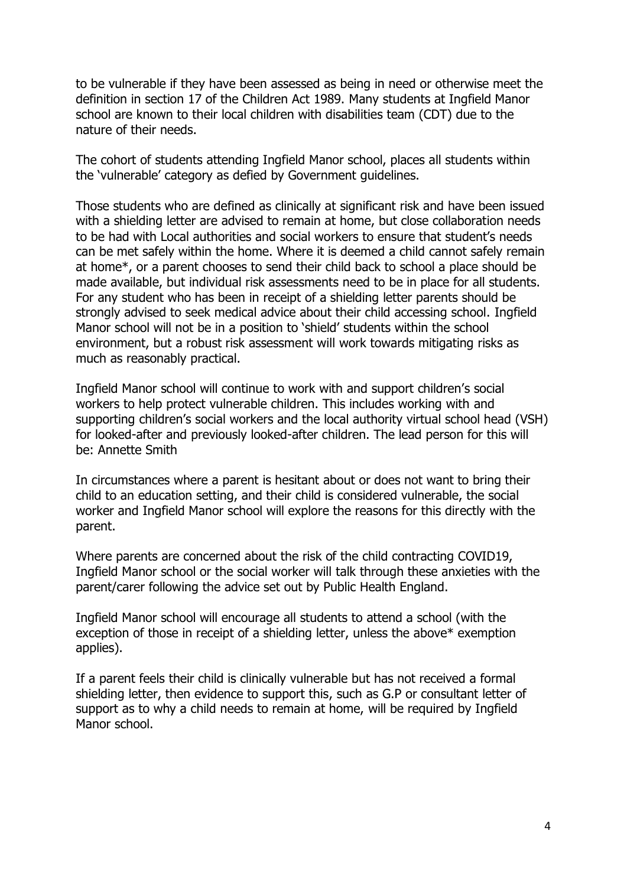to be vulnerable if they have been assessed as being in need or otherwise meet the definition in section 17 of the Children Act 1989. Many students at Ingfield Manor school are known to their local children with disabilities team (CDT) due to the nature of their needs.

The cohort of students attending Ingfield Manor school, places all students within the 'vulnerable' category as defied by Government guidelines.

Those students who are defined as clinically at significant risk and have been issued with a shielding letter are advised to remain at home, but close collaboration needs to be had with Local authorities and social workers to ensure that student's needs can be met safely within the home. Where it is deemed a child cannot safely remain at home*, or a parent chooses to send their child back to school a place should be made available, but individual risk assessments need to be in place for all students. For any student who has been in receipt of a shielding letter parents should be strongly advised to seek medical advice about their child accessing school. Ingfield Manor school will not be in a position to 'shield' students within the school environment, but a robust risk assessment will work towards mitigating risks as much as reasonably practical.

Ingfield Manor school will continue to work with and support children's social workers to help protect vulnerable children. This includes working with and supporting children's social workers and the local authority virtual school head (VSH) for looked-after and previously looked-after children. The lead person for this will be: Annette Smith

In circumstances where a parent is hesitant about or does not want to bring their child to an education setting, and their child is considered vulnerable, the social worker and Ingfield Manor school will explore the reasons for this directly with the parent.

Where parents are concerned about the risk of the child contracting COVID19, Ingfield Manor school or the social worker will talk through these anxieties with the parent/carer following the advice set out by Public Health England.

Ingfield Manor school will encourage all students to attend a school (with the exception of those in receipt of a shielding letter, unless the above* exemption applies).

If a parent feels their child is clinically vulnerable but has not received a formal shielding letter, then evidence to support this, such as G.P or consultant letter of support as to why a child needs to remain at home, will be required by Ingfield Manor school.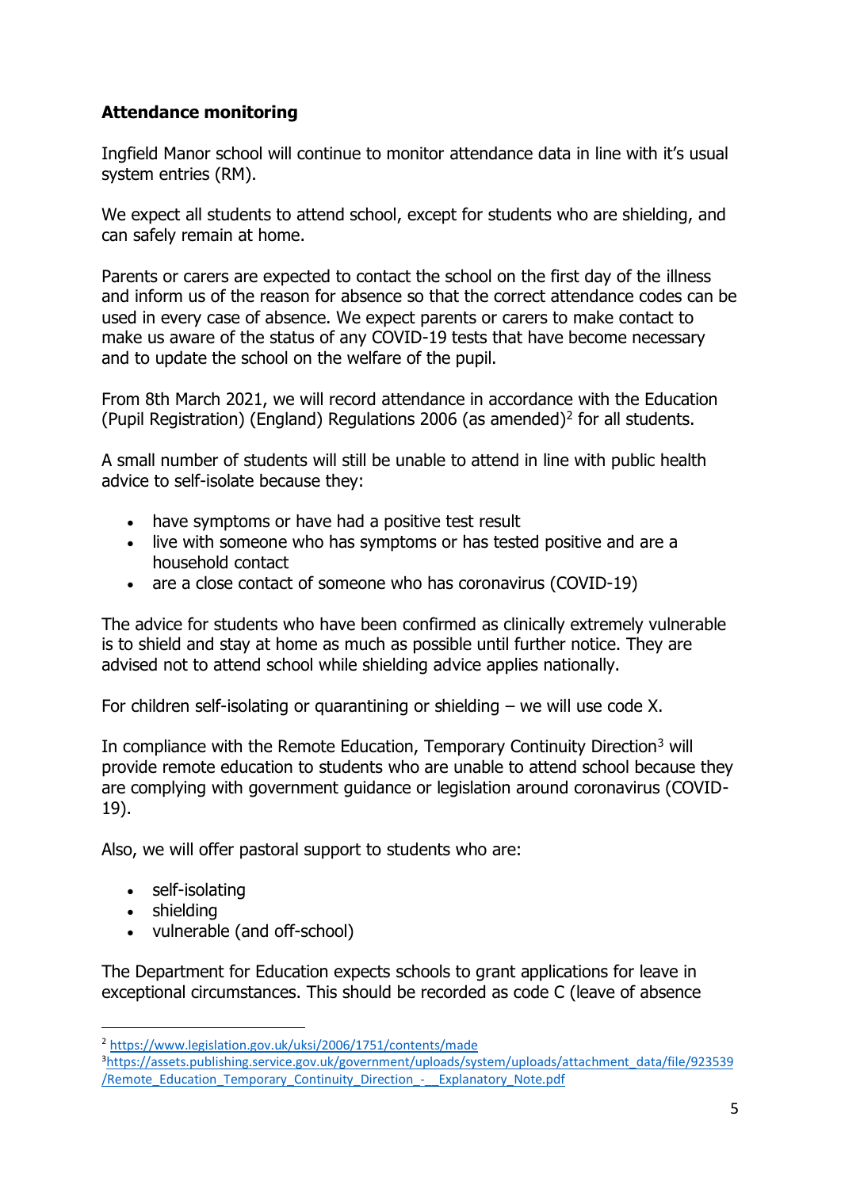**Attendance monitoring**

Ingfield Manor school will continue to monitor attendance data in line with it's usual system entries (RM).

We expect all students to attend school, except for students who are shielding, and can safely remain at home.

Parents or carers are expected to contact the school on the first day of the illness and inform us of the reason for absence so that the correct attendance codes can be used in every case of absence. We expect parents or carers to make contact to make us aware of the status of any COVID-19 tests that have become necessary and to update the school on the welfare of the pupil.

From 8th March 2021, we will record attendance in accordance with the Education (Pupil Registration) (England) Regulations 2006 (as amended)[2] for all students.

A small number of students will still be unable to attend in line with public health advice to self-isolate because they:

- have symptoms or have had a positive test result
- live with someone who has symptoms or has tested positive and are a household contact
- are a close contact of someone who has coronavirus (COVID-19)

The advice for students who have been confirmed as clinically extremely vulnerable is to shield and stay at home as much as possible until further notice. They are advised not to attend school while shielding advice applies nationally.

For children self-isolating or quarantining or shielding – we will use code X.

In compliance with the Remote Education, Temporary Continuity Direction[3] will provide remote education to students who are unable to attend school because they are complying with government guidance or legislation around coronavirus (COVID-19).

Also, we will offer pastoral support to students who are:

- self-isolating
- shielding
- vulnerable (and off-school)

The Department for Education expects schools to grant applications for leave in exceptional circumstances. This should be recorded as code C (leave of absence

---

[2] https://www.legislation.gov.uk/uksi/2006/1751/contents/made

[3] https://assets.publishing.service.gov.uk/government/uploads/system/uploads/attachment_data/file/923539/Remote_Education_Temporary_Continuity_Direction_-__Explanatory_Note.pdf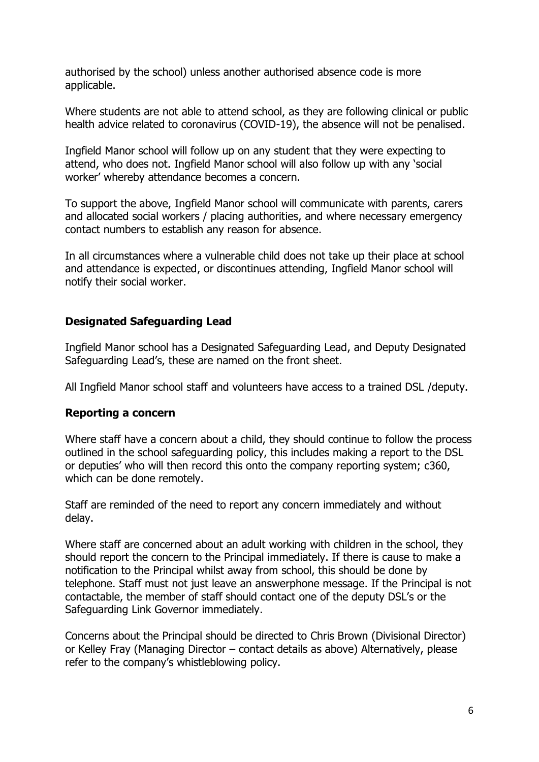authorised by the school) unless another authorised absence code is more applicable.

Where students are not able to attend school, as they are following clinical or public health advice related to coronavirus (COVID-19), the absence will not be penalised.

Ingfield Manor school will follow up on any student that they were expecting to attend, who does not. Ingfield Manor school will also follow up with any 'social worker' whereby attendance becomes a concern.

To support the above, Ingfield Manor school will communicate with parents, carers and allocated social workers / placing authorities, and where necessary emergency contact numbers to establish any reason for absence.

In all circumstances where a vulnerable child does not take up their place at school and attendance is expected, or discontinues attending, Ingfield Manor school will notify their social worker.

### Designated Safeguarding Lead

Ingfield Manor school has a Designated Safeguarding Lead, and Deputy Designated Safeguarding Lead's, these are named on the front sheet.

All Ingfield Manor school staff and volunteers have access to a trained DSL /deputy.

### Reporting a concern

Where staff have a concern about a child, they should continue to follow the process outlined in the school safeguarding policy, this includes making a report to the DSL or deputies' who will then record this onto the company reporting system; c360, which can be done remotely.

Staff are reminded of the need to report any concern immediately and without delay.

Where staff are concerned about an adult working with children in the school, they should report the concern to the Principal immediately. If there is cause to make a notification to the Principal whilst away from school, this should be done by telephone. Staff must not just leave an answerphone message. If the Principal is not contactable, the member of staff should contact one of the deputy DSL's or the Safeguarding Link Governor immediately.

Concerns about the Principal should be directed to Chris Brown (Divisional Director) or Kelley Fray (Managing Director – contact details as above) Alternatively, please refer to the company's whistleblowing policy.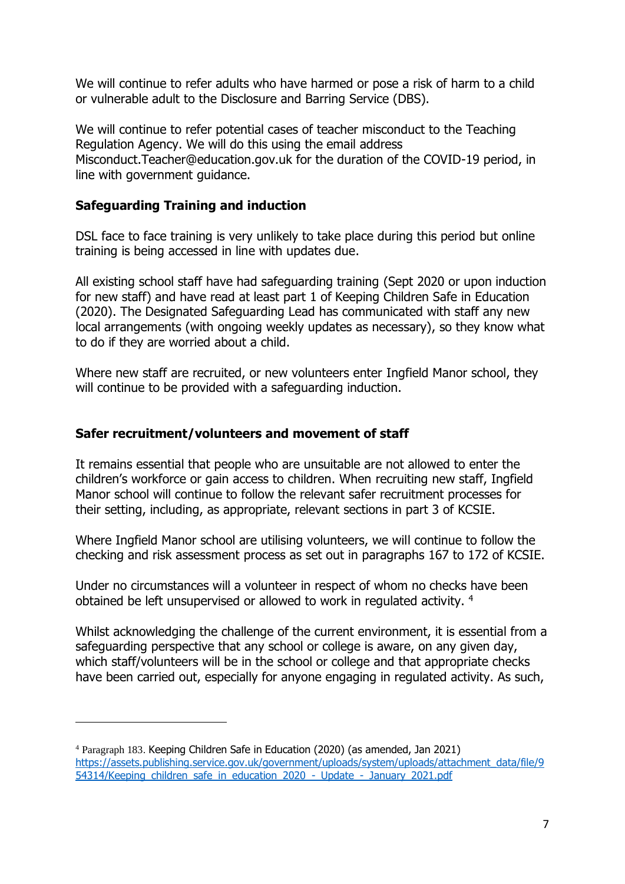We will continue to refer adults who have harmed or pose a risk of harm to a child or vulnerable adult to the Disclosure and Barring Service (DBS).

We will continue to refer potential cases of teacher misconduct to the Teaching Regulation Agency. We will do this using the email address Misconduct.Teacher@education.gov.uk for the duration of the COVID-19 period, in line with government guidance.

**Safeguarding Training and induction**

DSL face to face training is very unlikely to take place during this period but online training is being accessed in line with updates due.

All existing school staff have had safeguarding training (Sept 2020 or upon induction for new staff) and have read at least part 1 of Keeping Children Safe in Education (2020). The Designated Safeguarding Lead has communicated with staff any new local arrangements (with ongoing weekly updates as necessary), so they know what to do if they are worried about a child.

Where new staff are recruited, or new volunteers enter Ingfield Manor school, they will continue to be provided with a safeguarding induction.

**Safer recruitment/volunteers and movement of staff**

It remains essential that people who are unsuitable are not allowed to enter the children's workforce or gain access to children. When recruiting new staff, Ingfield Manor school will continue to follow the relevant safer recruitment processes for their setting, including, as appropriate, relevant sections in part 3 of KCSIE.

Where Ingfield Manor school are utilising volunteers, we will continue to follow the checking and risk assessment process as set out in paragraphs 167 to 172 of KCSIE.

Under no circumstances will a volunteer in respect of whom no checks have been obtained be left unsupervised or allowed to work in regulated activity. [4]

Whilst acknowledging the challenge of the current environment, it is essential from a safeguarding perspective that any school or college is aware, on any given day, which staff/volunteers will be in the school or college and that appropriate checks have been carried out, especially for anyone engaging in regulated activity. As such,

---

[4] Paragraph 183. Keeping Children Safe in Education (2020) (as amended, Jan 2021) https://assets.publishing.service.gov.uk/government/uploads/system/uploads/attachment_data/file/954314/Keeping_children_safe_in_education_2020_-_Update_-_January_2021.pdf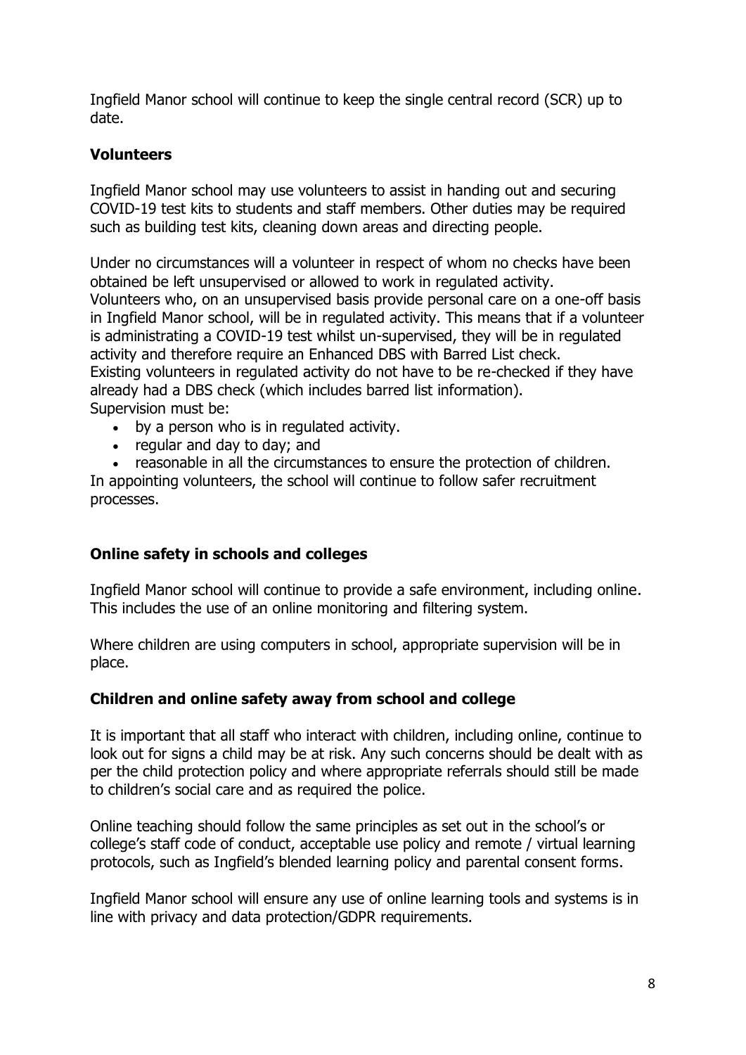Ingfield Manor school will continue to keep the single central record (SCR) up to date.

### Volunteers

Ingfield Manor school may use volunteers to assist in handing out and securing COVID-19 test kits to students and staff members. Other duties may be required such as building test kits, cleaning down areas and directing people.

Under no circumstances will a volunteer in respect of whom no checks have been obtained be left unsupervised or allowed to work in regulated activity.
Volunteers who, on an unsupervised basis provide personal care on a one-off basis in Ingfield Manor school, will be in regulated activity. This means that if a volunteer is administrating a COVID-19 test whilst un-supervised, they will be in regulated activity and therefore require an Enhanced DBS with Barred List check.
Existing volunteers in regulated activity do not have to be re-checked if they have already had a DBS check (which includes barred list information).
Supervision must be:

- by a person who is in regulated activity.
- regular and day to day; and
- reasonable in all the circumstances to ensure the protection of children.

In appointing volunteers, the school will continue to follow safer recruitment processes.

### Online safety in schools and colleges

Ingfield Manor school will continue to provide a safe environment, including online. This includes the use of an online monitoring and filtering system.

Where children are using computers in school, appropriate supervision will be in place.

### Children and online safety away from school and college

It is important that all staff who interact with children, including online, continue to look out for signs a child may be at risk. Any such concerns should be dealt with as per the child protection policy and where appropriate referrals should still be made to children's social care and as required the police.

Online teaching should follow the same principles as set out in the school's or college's staff code of conduct, acceptable use policy and remote / virtual learning protocols, such as Ingfield's blended learning policy and parental consent forms.

Ingfield Manor school will ensure any use of online learning tools and systems is in line with privacy and data protection/GDPR requirements.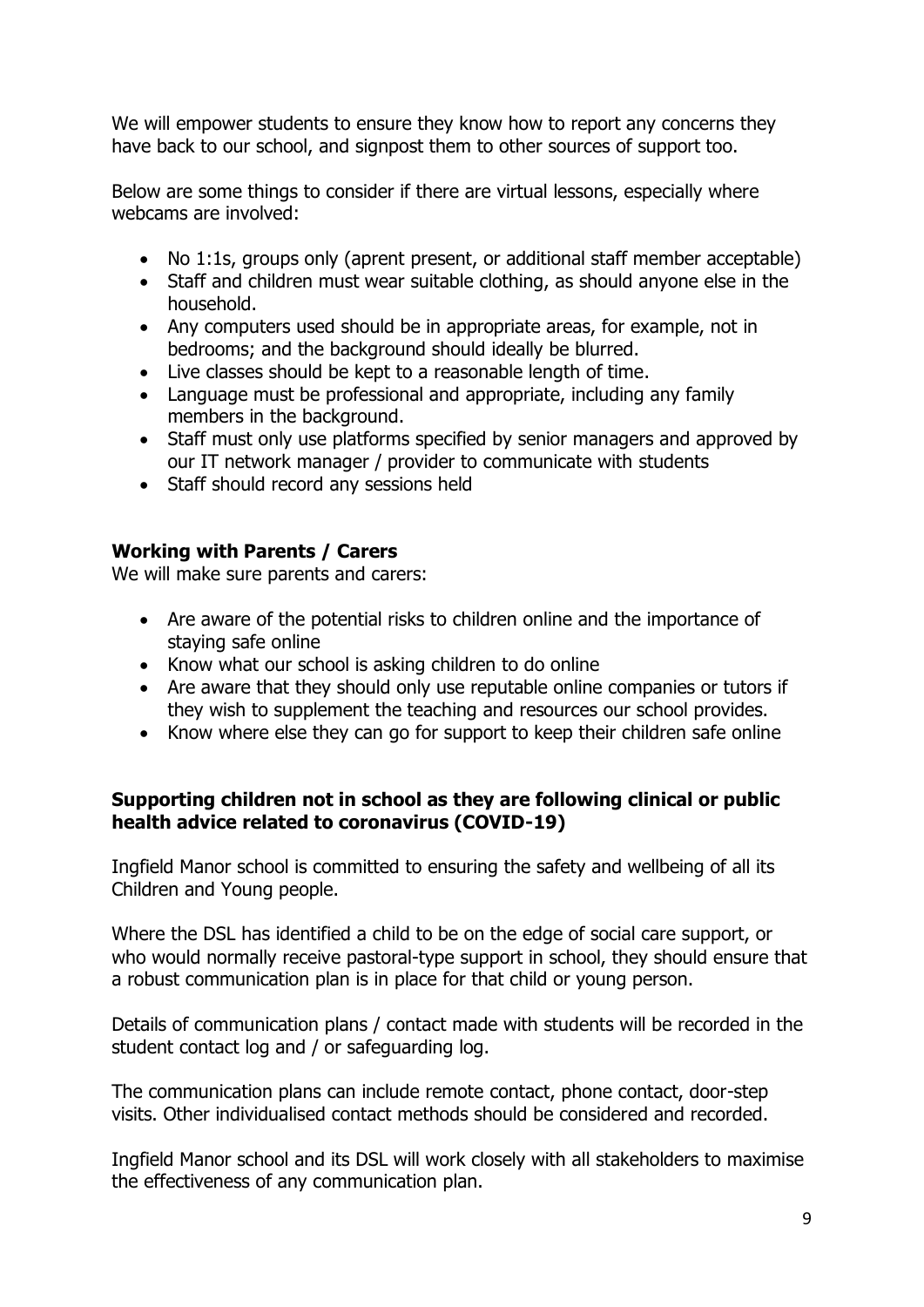We will empower students to ensure they know how to report any concerns they have back to our school, and signpost them to other sources of support too.

Below are some things to consider if there are virtual lessons, especially where webcams are involved:

- No 1:1s, groups only (aprent present, or additional staff member acceptable)
- Staff and children must wear suitable clothing, as should anyone else in the household.
- Any computers used should be in appropriate areas, for example, not in bedrooms; and the background should ideally be blurred.
- Live classes should be kept to a reasonable length of time.
- Language must be professional and appropriate, including any family members in the background.
- Staff must only use platforms specified by senior managers and approved by our IT network manager / provider to communicate with students
- Staff should record any sessions held

**Working with Parents / Carers**

We will make sure parents and carers:

- Are aware of the potential risks to children online and the importance of staying safe online
- Know what our school is asking children to do online
- Are aware that they should only use reputable online companies or tutors if they wish to supplement the teaching and resources our school provides.
- Know where else they can go for support to keep their children safe online

**Supporting children not in school as they are following clinical or public health advice related to coronavirus (COVID-19)**

Ingfield Manor school is committed to ensuring the safety and wellbeing of all its Children and Young people.

Where the DSL has identified a child to be on the edge of social care support, or who would normally receive pastoral-type support in school, they should ensure that a robust communication plan is in place for that child or young person.

Details of communication plans / contact made with students will be recorded in the student contact log and / or safeguarding log.

The communication plans can include remote contact, phone contact, door-step visits. Other individualised contact methods should be considered and recorded.

Ingfield Manor school and its DSL will work closely with all stakeholders to maximise the effectiveness of any communication plan.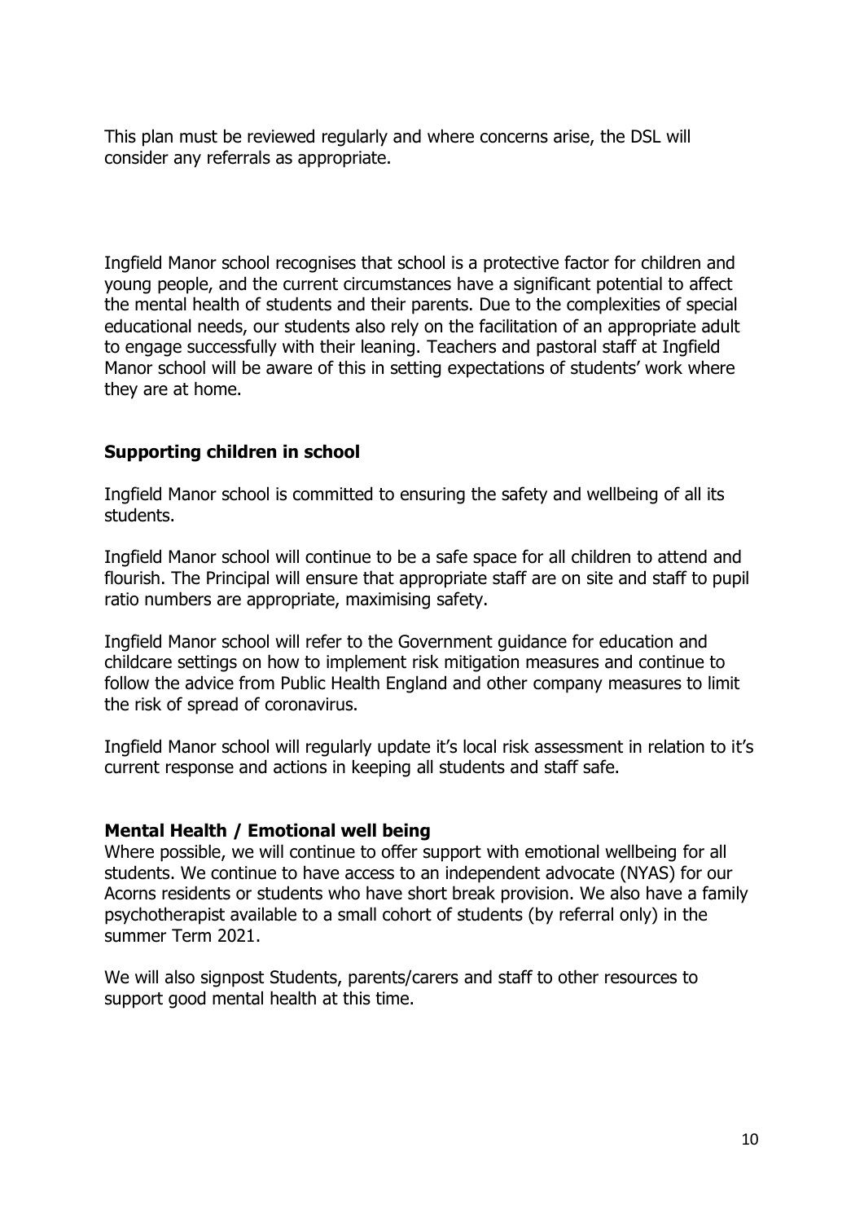This plan must be reviewed regularly and where concerns arise, the DSL will consider any referrals as appropriate.

Ingfield Manor school recognises that school is a protective factor for children and young people, and the current circumstances have a significant potential to affect the mental health of students and their parents. Due to the complexities of special educational needs, our students also rely on the facilitation of an appropriate adult to engage successfully with their leaning. Teachers and pastoral staff at Ingfield Manor school will be aware of this in setting expectations of students' work where they are at home.

### Supporting children in school

Ingfield Manor school is committed to ensuring the safety and wellbeing of all its students.

Ingfield Manor school will continue to be a safe space for all children to attend and flourish. The Principal will ensure that appropriate staff are on site and staff to pupil ratio numbers are appropriate, maximising safety.

Ingfield Manor school will refer to the Government guidance for education and childcare settings on how to implement risk mitigation measures and continue to follow the advice from Public Health England and other company measures to limit the risk of spread of coronavirus.

Ingfield Manor school will regularly update it's local risk assessment in relation to it's current response and actions in keeping all students and staff safe.

### Mental Health / Emotional well being

Where possible, we will continue to offer support with emotional wellbeing for all students. We continue to have access to an independent advocate (NYAS) for our Acorns residents or students who have short break provision. We also have a family psychotherapist available to a small cohort of students (by referral only) in the summer Term 2021.

We will also signpost Students, parents/carers and staff to other resources to support good mental health at this time.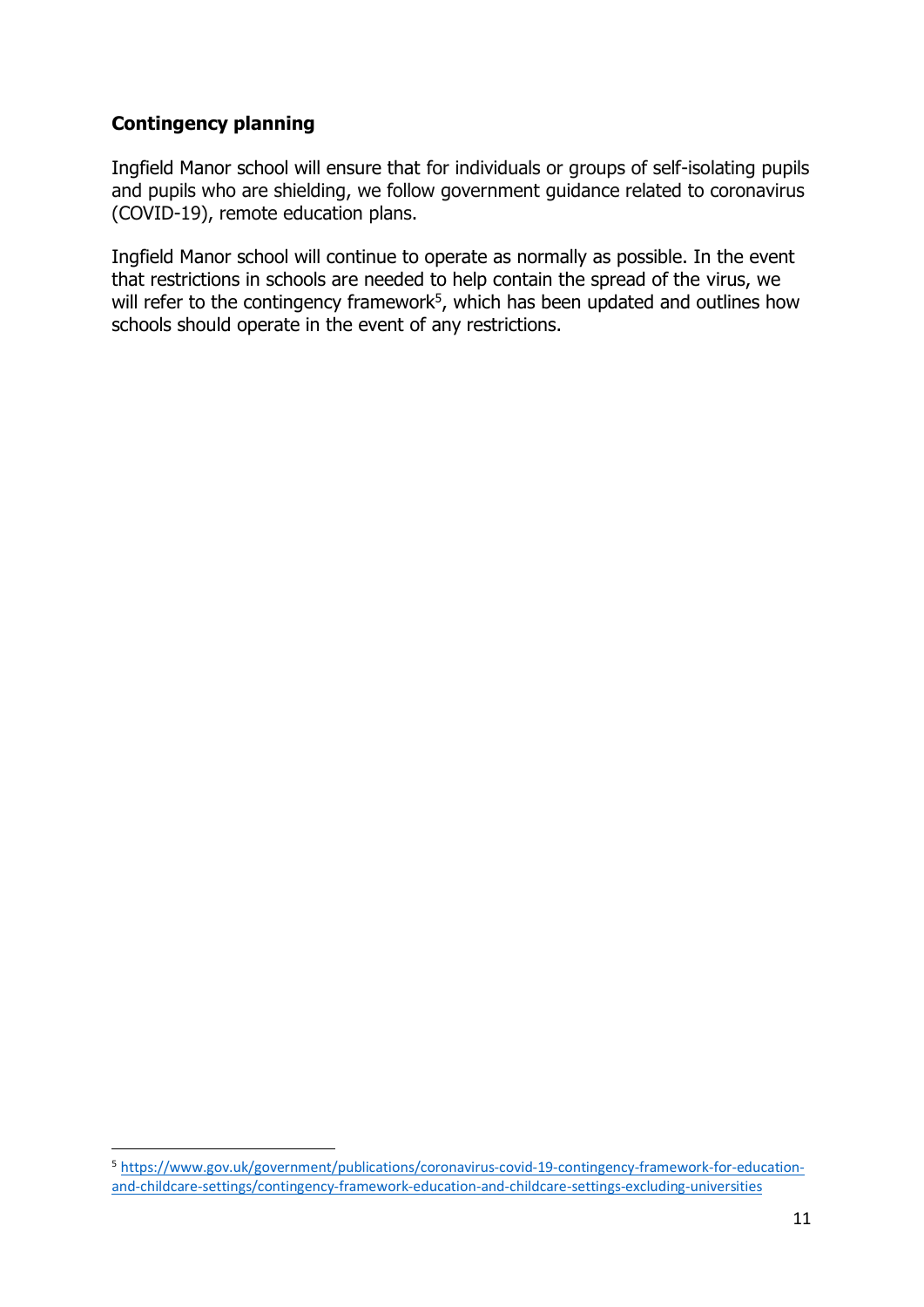**Contingency planning**

Ingfield Manor school will ensure that for individuals or groups of self-isolating pupils and pupils who are shielding, we follow government guidance related to coronavirus (COVID-19), remote education plans.

Ingfield Manor school will continue to operate as normally as possible. In the event that restrictions in schools are needed to help contain the spread of the virus, we will refer to the contingency framework[5], which has been updated and outlines how schools should operate in the event of any restrictions.

---

[5] https://www.gov.uk/government/publications/coronavirus-covid-19-contingency-framework-for-education-and-childcare-settings/contingency-framework-education-and-childcare-settings-excluding-universities